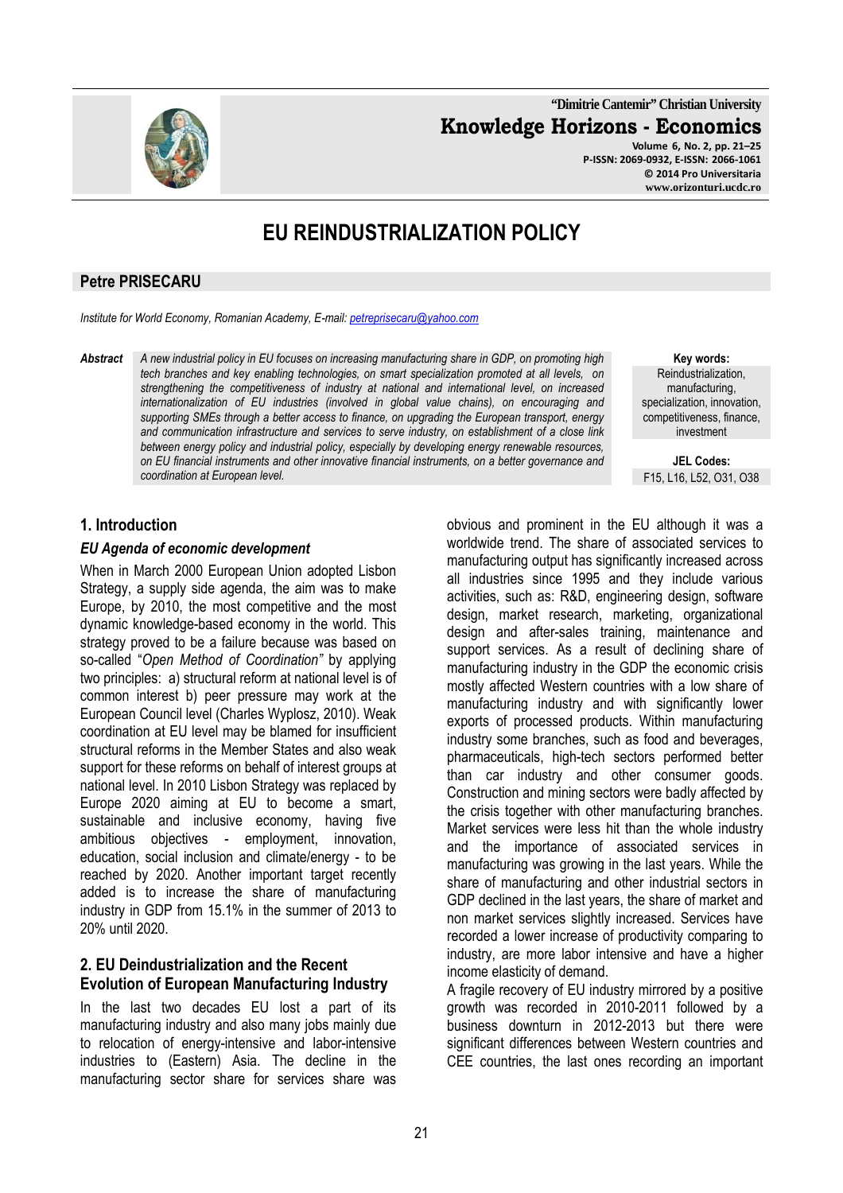# EU REINDUSTRIALIZATION POLICY

**Petre PRISECARU**

*Institute for World Economy, Romanian Academy, E-mail: petreprisecaru@yahoo.com*

***Abstract*** *A new industrial policy in EU focuses on increasing manufacturing share in GDP, on promoting high tech branches and key enabling technologies, on smart specialization promoted at all levels, on strengthening the competitiveness of industry at national and international level, on increased internationalization of EU industries (involved in global value chains), on encouraging and supporting SMEs through a better access to finance, on upgrading the European transport, energy and communication infrastructure and services to serve industry, on establishment of a close link between energy policy and industrial policy, especially by developing energy renewable resources, on EU financial instruments and other innovative financial instruments, on a better governance and coordination at European level.*

**Key words:** Reindustrialization, manufacturing, specialization, innovation, competitiveness, finance, investment

**JEL Codes:** F15, L16, L52, O31, O38

## 1. Introduction

### *EU Agenda of economic development*

When in March 2000 European Union adopted Lisbon Strategy, a supply side agenda, the aim was to make Europe, by 2010, the most competitive and the most dynamic knowledge-based economy in the world. This strategy proved to be a failure because was based on so-called "*Open Method of Coordination"* by applying two principles: a) structural reform at national level is of common interest b) peer pressure may work at the European Council level (Charles Wyplosz, 2010). Weak coordination at EU level may be blamed for insufficient structural reforms in the Member States and also weak support for these reforms on behalf of interest groups at national level. In 2010 Lisbon Strategy was replaced by Europe 2020 aiming at EU to become a smart, sustainable and inclusive economy, having five ambitious objectives - employment, innovation, education, social inclusion and climate/energy - to be reached by 2020. Another important target recently added is to increase the share of manufacturing industry in GDP from 15.1% in the summer of 2013 to 20% until 2020.

## 2. EU Deindustrialization and the Recent Evolution of European Manufacturing Industry

In the last two decades EU lost a part of its manufacturing industry and also many jobs mainly due to relocation of energy-intensive and labor-intensive industries to (Eastern) Asia. The decline in the manufacturing sector share for services share was obvious and prominent in the EU although it was a worldwide trend. The share of associated services to manufacturing output has significantly increased across all industries since 1995 and they include various activities, such as: R&D, engineering design, software design, market research, marketing, organizational design and after-sales training, maintenance and support services. As a result of declining share of manufacturing industry in the GDP the economic crisis mostly affected Western countries with a low share of manufacturing industry and with significantly lower exports of processed products. Within manufacturing industry some branches, such as food and beverages, pharmaceuticals, high-tech sectors performed better than car industry and other consumer goods. Construction and mining sectors were badly affected by the crisis together with other manufacturing branches. Market services were less hit than the whole industry and the importance of associated services in manufacturing was growing in the last years. While the share of manufacturing and other industrial sectors in GDP declined in the last years, the share of market and non market services slightly increased. Services have recorded a lower increase of productivity comparing to industry, are more labor intensive and have a higher income elasticity of demand.

A fragile recovery of EU industry mirrored by a positive growth was recorded in 2010-2011 followed by a business downturn in 2012-2013 but there were significant differences between Western countries and CEE countries, the last ones recording an important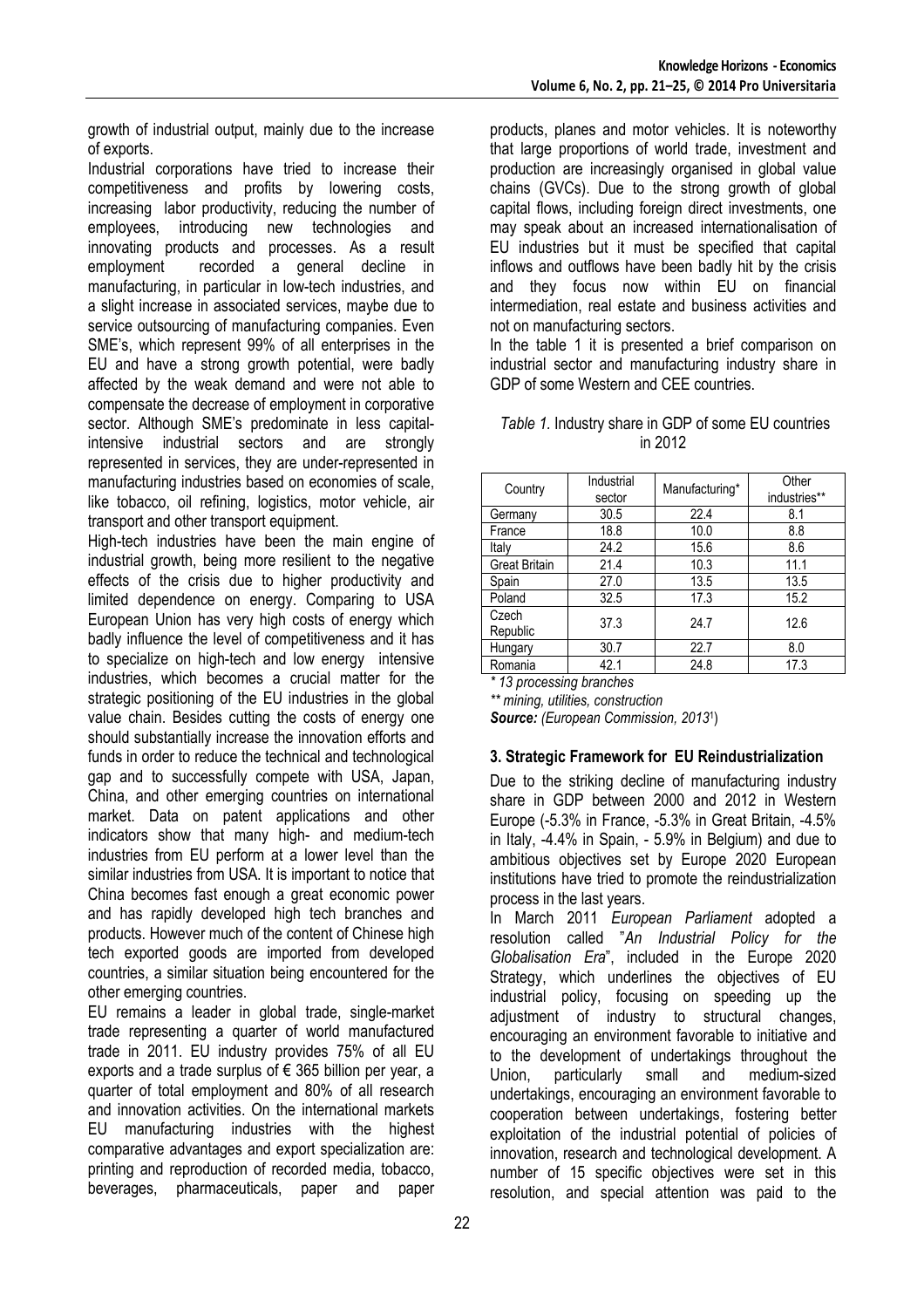growth of industrial output, mainly due to the increase of exports.

Industrial corporations have tried to increase their competitiveness and profits by lowering costs, increasing labor productivity, reducing the number of employees, introducing new technologies and innovating products and processes. As a result employment recorded a general decline in manufacturing, in particular in low-tech industries, and a slight increase in associated services, maybe due to service outsourcing of manufacturing companies. Even SME's, which represent 99% of all enterprises in the EU and have a strong growth potential, were badly affected by the weak demand and were not able to compensate the decrease of employment in corporative sector. Although SME's predominate in less capital-intensive industrial sectors and are strongly represented in services, they are under-represented in manufacturing industries based on economies of scale, like tobacco, oil refining, logistics, motor vehicle, air transport and other transport equipment.

High-tech industries have been the main engine of industrial growth, being more resilient to the negative effects of the crisis due to higher productivity and limited dependence on energy. Comparing to USA European Union has very high costs of energy which badly influence the level of competitiveness and it has to specialize on high-tech and low energy intensive industries, which becomes a crucial matter for the strategic positioning of the EU industries in the global value chain. Besides cutting the costs of energy one should substantially increase the innovation efforts and funds in order to reduce the technical and technological gap and to successfully compete with USA, Japan, China, and other emerging countries on international market. Data on patent applications and other indicators show that many high- and medium-tech industries from EU perform at a lower level than the similar industries from USA. It is important to notice that China becomes fast enough a great economic power and has rapidly developed high tech branches and products. However much of the content of Chinese high tech exported goods are imported from developed countries, a similar situation being encountered for the other emerging countries.

EU remains a leader in global trade, single-market trade representing a quarter of world manufactured trade in 2011. EU industry provides 75% of all EU exports and a trade surplus of € 365 billion per year, a quarter of total employment and 80% of all research and innovation activities. On the international markets EU manufacturing industries with the highest comparative advantages and export specialization are: printing and reproduction of recorded media, tobacco, beverages, pharmaceuticals, paper and paper products, planes and motor vehicles. It is noteworthy that large proportions of world trade, investment and production are increasingly organised in global value chains (GVCs). Due to the strong growth of global capital flows, including foreign direct investments, one may speak about an increased internationalisation of EU industries but it must be specified that capital inflows and outflows have been badly hit by the crisis and they focus now within EU on financial intermediation, real estate and business activities and not on manufacturing sectors.

In the table 1 it is presented a brief comparison on industrial sector and manufacturing industry share in GDP of some Western and CEE countries.

*Table 1.* Industry share in GDP of some EU countries in 2012

| Country | Industrial sector | Manufacturing* | Other industries** |
|---|---|---|---|
| Germany | 30.5 | 22.4 | 8.1 |
| France | 18.8 | 10.0 | 8.8 |
| Italy | 24.2 | 15.6 | 8.6 |
| Great Britain | 21.4 | 10.3 | 11.1 |
| Spain | 27.0 | 13.5 | 13.5 |
| Poland | 32.5 | 17.3 | 15.2 |
| Czech Republic | 37.3 | 24.7 | 12.6 |
| Hungary | 30.7 | 22.7 | 8.0 |
| Romania | 42.1 | 24.8 | 17.3 |

*\* 13 processing branches*

*\*\* mining, utilities, construction*

***Source:*** *(European Commission, 2013*[1]*)*

## 3. Strategic Framework for EU Reindustrialization

Due to the striking decline of manufacturing industry share in GDP between 2000 and 2012 in Western Europe (-5.3% in France, -5.3% in Great Britain, -4.5% in Italy, -4.4% in Spain, - 5.9% in Belgium) and due to ambitious objectives set by Europe 2020 European institutions have tried to promote the reindustrialization process in the last years.

In March 2011 *European Parliament* adopted a resolution called "*An Industrial Policy for the Globalisation Era*", included in the Europe 2020 Strategy, which underlines the objectives of EU industrial policy, focusing on speeding up the adjustment of industry to structural changes, encouraging an environment favorable to initiative and to the development of undertakings throughout the Union, particularly small and medium-sized undertakings, encouraging an environment favorable to cooperation between undertakings, fostering better exploitation of the industrial potential of policies of innovation, research and technological development. A number of 15 specific objectives were set in this resolution, and special attention was paid to the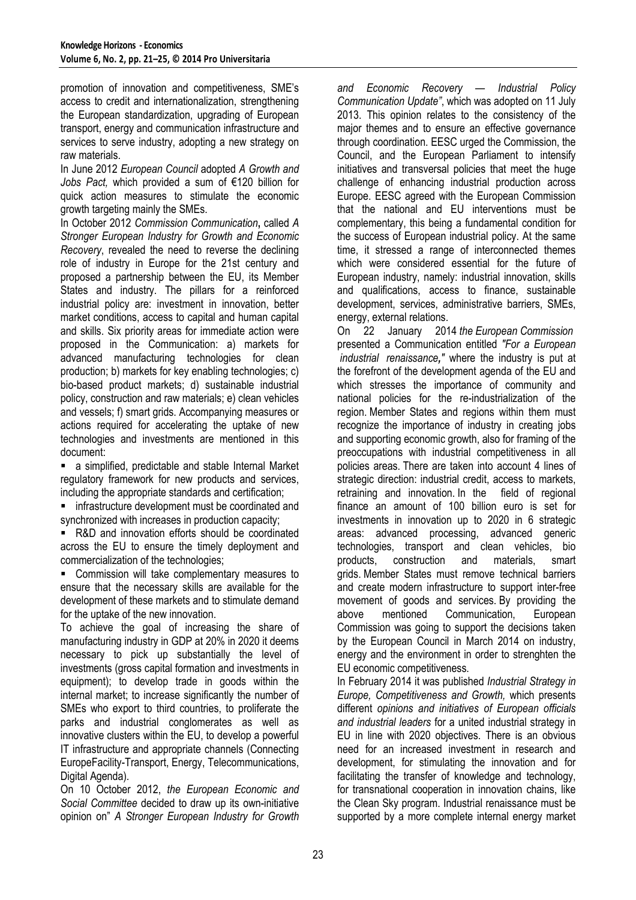promotion of innovation and competitiveness, SME's access to credit and internationalization, strengthening the European standardization, upgrading of European transport, energy and communication infrastructure and services to serve industry, adopting a new strategy on raw materials.

In June 2012 *European Council* adopted *A Growth and Jobs Pact,* which provided a sum of €120 billion for quick action measures to stimulate the economic growth targeting mainly the SMEs.

In October 2012 *Commission Communication***,** called *A Stronger European Industry for Growth and Economic Recovery*, revealed the need to reverse the declining role of industry in Europe for the 21st century and proposed a partnership between the EU, its Member States and industry. The pillars for a reinforced industrial policy are: investment in innovation, better market conditions, access to capital and human capital and skills. Six priority areas for immediate action were proposed in the Communication: a) markets for advanced manufacturing technologies for clean production; b) markets for key enabling technologies; c) bio-based product markets; d) sustainable industrial policy, construction and raw materials; e) clean vehicles and vessels; f) smart grids. Accompanying measures or actions required for accelerating the uptake of new technologies and investments are mentioned in this document:

- a simplified, predictable and stable Internal Market regulatory framework for new products and services, including the appropriate standards and certification;
- infrastructure development must be coordinated and synchronized with increases in production capacity;
- R&D and innovation efforts should be coordinated across the EU to ensure the timely deployment and commercialization of the technologies;
- Commission will take complementary measures to ensure that the necessary skills are available for the development of these markets and to stimulate demand for the uptake of the new innovation.

To achieve the goal of increasing the share of manufacturing industry in GDP at 20% in 2020 it deems necessary to pick up substantially the level of investments (gross capital formation and investments in equipment); to develop trade in goods within the internal market; to increase significantly the number of SMEs who export to third countries, to proliferate the parks and industrial conglomerates as well as innovative clusters within the EU, to develop a powerful IT infrastructure and appropriate channels (Connecting EuropeFacility-Transport, Energy, Telecommunications, Digital Agenda).

On 10 October 2012, *the European Economic and Social Committee* decided to draw up its own-initiative opinion on" *A Stronger European Industry for Growth and Economic Recovery — Industrial Policy Communication Update"*, which was adopted on 11 July 2013. This opinion relates to the consistency of the major themes and to ensure an effective governance through coordination. EESC urged the Commission, the Council, and the European Parliament to intensify initiatives and transversal policies that meet the huge challenge of enhancing industrial production across Europe. EESC agreed with the European Commission that the national and EU interventions must be complementary, this being a fundamental condition for the success of European industrial policy. At the same time, it stressed a range of interconnected themes which were considered essential for the future of European industry, namely: industrial innovation, skills and qualifications, access to finance, sustainable development, services, administrative barriers, SMEs, energy, external relations.

On 22 January 2014 *the European Commission* presented a Communication entitled *"For a European industrial renaissance***,***"* where the industry is put at the forefront of the development agenda of the EU and which stresses the importance of community and national policies for the re-industrialization of the region. Member States and regions within them must recognize the importance of industry in creating jobs and supporting economic growth, also for framing of the preoccupations with industrial competitiveness in all policies areas. There are taken into account 4 lines of strategic direction: industrial credit, access to markets, retraining and innovation. In the field of regional finance an amount of 100 billion euro is set for investments in innovation up to 2020 in 6 strategic areas: advanced processing, advanced generic technologies, transport and clean vehicles, bio products, construction and materials, smart grids. Member States must remove technical barriers and create modern infrastructure to support inter-free movement of goods and services. By providing the above mentioned Communication, European Commission was going to support the decisions taken by the European Council in March 2014 on industry, energy and the environment in order to strenghten the EU economic competitiveness.

In February 2014 it was published *Industrial Strategy in Europe, Competitiveness and Growth,* which presents different *opinions and initiatives of European officials and industrial leaders* for a united industrial strategy in EU in line with 2020 objectives. There is an obvious need for an increased investment in research and development, for stimulating the innovation and for facilitating the transfer of knowledge and technology, for transnational cooperation in innovation chains, like the Clean Sky program. Industrial renaissance must be supported by a more complete internal energy market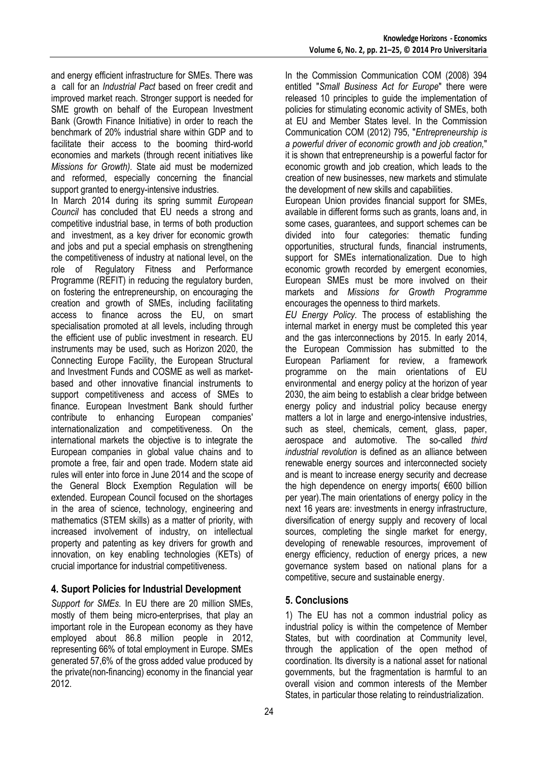and energy efficient infrastructure for SMEs. There was a call for an *Industrial Pact* based on freer credit and improved market reach. Stronger support is needed for SME growth on behalf of the European Investment Bank (Growth Finance Initiative) in order to reach the benchmark of 20% industrial share within GDP and to facilitate their access to the booming third-world economies and markets (through recent initiatives like *Missions for Growth)*. State aid must be modernized and reformed, especially concerning the financial support granted to energy-intensive industries.

In March 2014 during its spring summit *European Council* has concluded that EU needs a strong and competitive industrial base, in terms of both production and investment, as a key driver for economic growth and jobs and put a special emphasis on strengthening the competitiveness of industry at national level, on the role of Regulatory Fitness and Performance Programme (REFIT) in reducing the regulatory burden, on fostering the entrepreneurship, on encouraging the creation and growth of SMEs, including facilitating access to finance across the EU, on smart specialisation promoted at all levels, including through the efficient use of public investment in research. EU instruments may be used, such as Horizon 2020, the Connecting Europe Facility, the European Structural and Investment Funds and COSME as well as market-based and other innovative financial instruments to support competitiveness and access of SMEs to finance. European Investment Bank should further contribute to enhancing European companies' internationalization and competitiveness. On the international markets the objective is to integrate the European companies in global value chains and to promote a free, fair and open trade. Modern state aid rules will enter into force in June 2014 and the scope of the General Block Exemption Regulation will be extended. European Council focused on the shortages in the area of science, technology, engineering and mathematics (STEM skills) as a matter of priority, with increased involvement of industry, on intellectual property and patenting as key drivers for growth and innovation, on key enabling technologies (KETs) of crucial importance for industrial competitiveness.

## 4. Suport Policies for Industrial Development

*Support for SMEs.* In EU there are 20 million SMEs, mostly of them being micro-enterprises, that play an important role in the European economy as they have employed about 86.8 million people in 2012, representing 66% of total employment in Europe. SMEs generated 57,6% of the gross added value produced by the private(non-financing) economy in the financial year 2012.

In the Commission Communication COM (2008) 394 entitled "*Small Business Act for Europe*" there were released 10 principles to guide the implementation of policies for stimulating economic activity of SMEs, both at EU and Member States level. In the Commission Communication COM (2012) 795, "*Entrepreneurship is a powerful driver of economic growth and job creation,*" it is shown that entrepreneurship is a powerful factor for economic growth and job creation, which leads to the creation of new businesses, new markets and stimulate the development of new skills and capabilities.

European Union provides financial support for SMEs, available in different forms such as grants, loans and, in some cases, guarantees, and support schemes can be divided into four categories: thematic funding opportunities, structural funds, financial instruments, support for SMEs internationalization. Due to high economic growth recorded by emergent economies, European SMEs must be more involved on their markets and *Missions for Growth Programme* encourages the openness to third markets.

*EU Energy Policy.* The process of establishing the internal market in energy must be completed this year and the gas interconnections by 2015. In early 2014, the European Commission has submitted to the European Parliament for review, a framework programme on the main orientations of EU environmental and energy policy at the horizon of year 2030, the aim being to establish a clear bridge between energy policy and industrial policy because energy matters a lot in large and energo-intensive industries, such as steel, chemicals, cement, glass, paper, aerospace and automotive. The so-called *third industrial revolution* is defined as an alliance between renewable energy sources and interconnected society and is meant to increase energy security and decrease the high dependence on energy imports( €600 billion per year).The main orientations of energy policy in the next 16 years are: investments in energy infrastructure, diversification of energy supply and recovery of local sources, completing the single market for energy, developing of renewable resources, improvement of energy efficiency, reduction of energy prices, a new governance system based on national plans for a competitive, secure and sustainable energy.

## 5. Conclusions

1) The EU has not a common industrial policy as industrial policy is within the competence of Member States, but with coordination at Community level, through the application of the open method of coordination. Its diversity is a national asset for national governments, but the fragmentation is harmful to an overall vision and common interests of the Member States, in particular those relating to reindustrialization.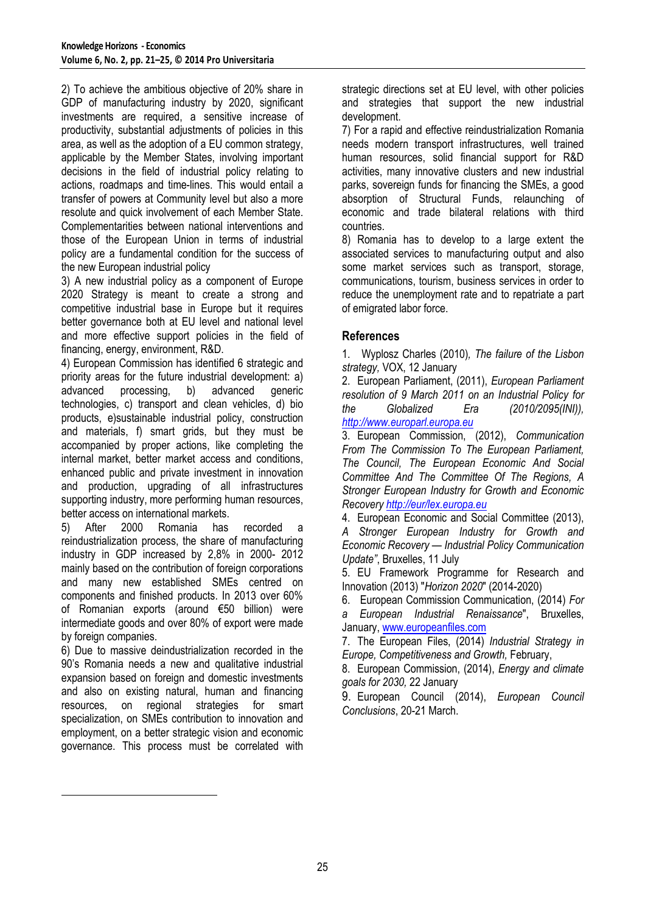2) To achieve the ambitious objective of 20% share in GDP of manufacturing industry by 2020, significant investments are required, a sensitive increase of productivity, substantial adjustments of policies in this area, as well as the adoption of a EU common strategy, applicable by the Member States, involving important decisions in the field of industrial policy relating to actions, roadmaps and time-lines. This would entail a transfer of powers at Community level but also a more resolute and quick involvement of each Member State. Complementarities between national interventions and those of the European Union in terms of industrial policy are a fundamental condition for the success of the new European industrial policy

3) A new industrial policy as a component of Europe 2020 Strategy is meant to create a strong and competitive industrial base in Europe but it requires better governance both at EU level and national level and more effective support policies in the field of financing, energy, environment, R&D.

4) European Commission has identified 6 strategic and priority areas for the future industrial development: a) advanced processing, b) advanced generic technologies, c) transport and clean vehicles, d) bio products, e)sustainable industrial policy, construction and materials, f) smart grids, but they must be accompanied by proper actions, like completing the internal market, better market access and conditions, enhanced public and private investment in innovation and production, upgrading of all infrastructures supporting industry, more performing human resources, better access on international markets.

5) After 2000 Romania has recorded a reindustrialization process, the share of manufacturing industry in GDP increased by 2,8% in 2000- 2012 mainly based on the contribution of foreign corporations and many new established SMEs centred on components and finished products. In 2013 over 60% of Romanian exports (around €50 billion) were intermediate goods and over 80% of export were made by foreign companies.

6) Due to massive deindustrialization recorded in the 90's Romania needs a new and qualitative industrial expansion based on foreign and domestic investments and also on existing natural, human and financing resources, on regional strategies for smart specialization, on SMEs contribution to innovation and employment, on a better strategic vision and economic governance. This process must be correlated with strategic directions set at EU level, with other policies and strategies that support the new industrial development.

7) For a rapid and effective reindustrialization Romania needs modern transport infrastructures, well trained human resources, solid financial support for R&D activities, many innovative clusters and new industrial parks, sovereign funds for financing the SMEs, a good absorption of Structural Funds, relaunching of economic and trade bilateral relations with third countries.

8) Romania has to develop to a large extent the associated services to manufacturing output and also some market services such as transport, storage, communications, tourism, business services in order to reduce the unemployment rate and to repatriate a part of emigrated labor force.

## References

1. Wyplosz Charles (2010), *The failure of the Lisbon strategy,* VOX, 12 January
2. European Parliament, (2011), *European Parliament resolution of 9 March 2011 on an Industrial Policy for the Globalized Era (2010/2095(INI)),* *http://www.europarl.europa.eu*
3. European Commission, (2012), *Communication From The Commission To The European Parliament, The Council, The European Economic And Social Committee And The Committee Of The Regions, A Stronger European Industry for Growth and Economic Recovery* http://eur/lex.europa.eu
4. European Economic and Social Committee (2013), *A Stronger European Industry for Growth and Economic Recovery — Industrial Policy Communication Update"*, Bruxelles, 11 July
5. EU Framework Programme for Research and Innovation (2013) "*Horizon 2020*" (2014-2020)
6. European Commission Communication, (2014) *For a European Industrial Renaissance*", Bruxelles, January, www.europeanfiles.com
7. The European Files, (2014) *Industrial Strategy in Europe, Competitiveness and Growth,* February,
8. European Commission, (2014), *Energy and climate goals for 2030,* 22 January
9. European Council (2014), *European Council Conclusions*, 20-21 March.